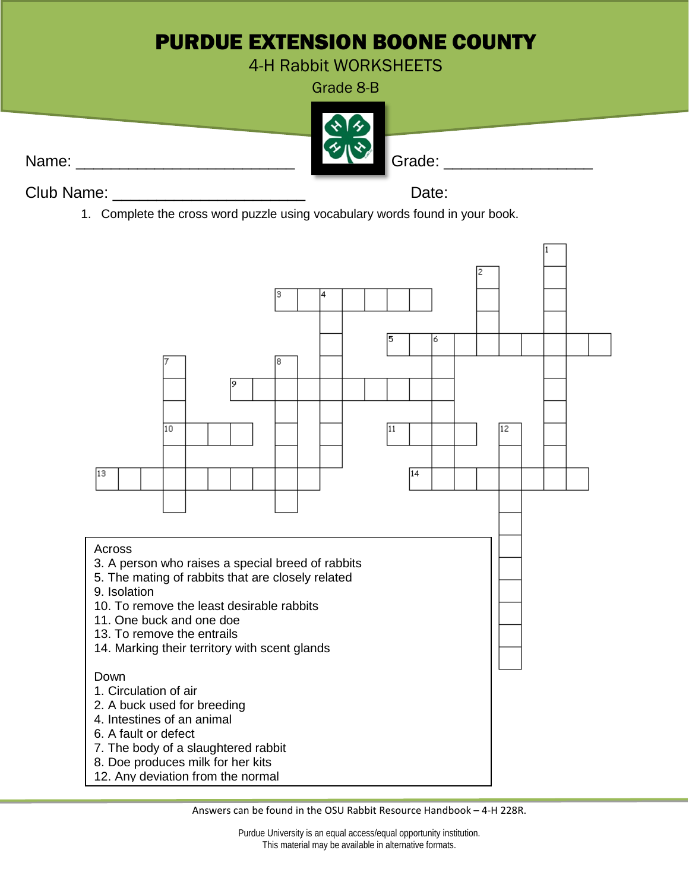# PURDUE EXTENSION BOONE COUNTY

4-H Rabbit WORKSHEETS

Grade 8-B

Name: ___________________________ Grade: __________________

Club Name: ________________________ Date:

1. Complete the cross word puzzle using vocabulary words found in your book.

**Across**
3. A person who raises a special breed of rabbits
5. The mating of rabbits that are closely related
9. Isolation
10. To remove the least desirable rabbits
11. One buck and one doe
13. To remove the entrails
14. Marking their territory with scent glands

**Down**
1. Circulation of air
2. A buck used for breeding
4. Intestines of an animal
6. A fault or defect
7. The body of a slaughtered rabbit
8. Doe produces milk for her kits
12. Any deviation from the normal

Answers can be found in the OSU Rabbit Resource Handbook – 4-H 228R.

Purdue University is an equal access/equal opportunity institution.
This material may be available in alternative formats.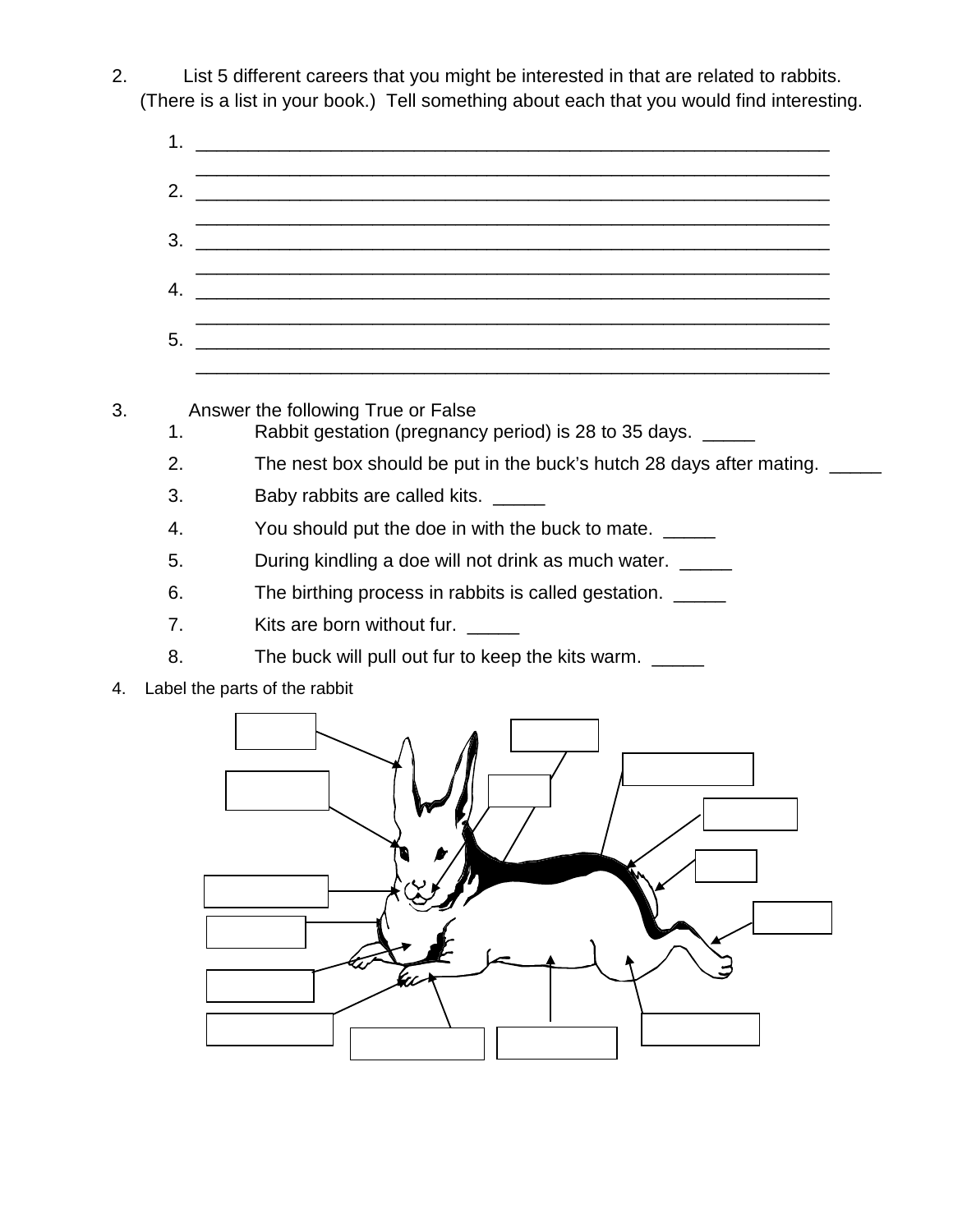2. List 5 different careers that you might be interested in that are related to rabbits. (There is a list in your book.) Tell something about each that you would find interesting.

   1. ______________________________________________________________
      ______________________________________________________________
   2. ______________________________________________________________
      ______________________________________________________________
   3. ______________________________________________________________
      ______________________________________________________________
   4. ______________________________________________________________
      ______________________________________________________________
   5. ______________________________________________________________
      ______________________________________________________________

3. Answer the following True or False
   1. Rabbit gestation (pregnancy period) is 28 to 35 days. _____
   2. The nest box should be put in the buck's hutch 28 days after mating. _____
   3. Baby rabbits are called kits. _____
   4. You should put the doe in with the buck to mate. _____
   5. During kindling a doe will not drink as much water. _____
   6. The birthing process in rabbits is called gestation. _____
   7. Kits are born without fur. _____
   8. The buck will pull out fur to keep the kits warm. _____

4. Label the parts of the rabbit